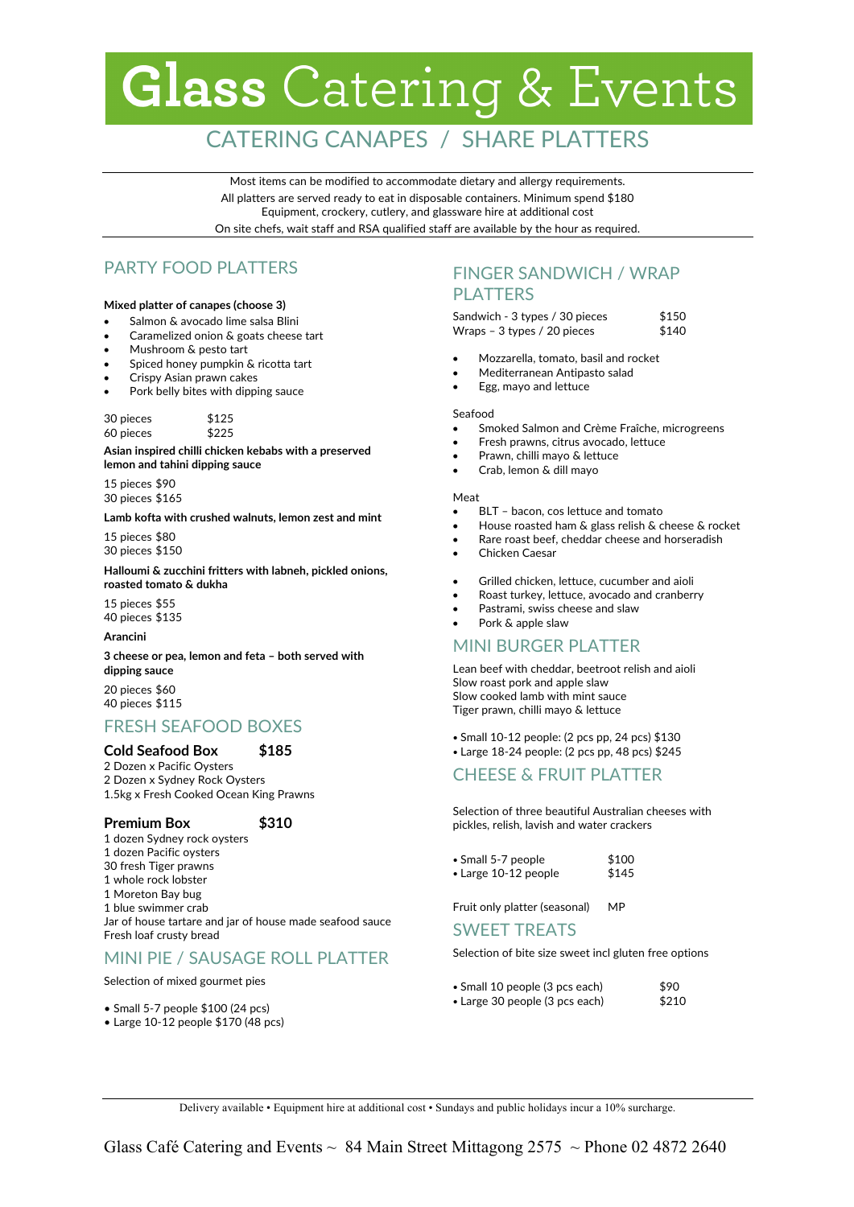# Glass Catering & Events

## CATERING CANAPES / SHARE PLATTERS

Most items can be modified to accommodate dietary and allergy requirements.
All platters are served ready to eat in disposable containers. Minimum spend $180
Equipment, crockery, cutlery, and glassware hire at additional cost
On site chefs, wait staff and RSA qualified staff are available by the hour as required.

## PARTY FOOD PLATTERS

**Mixed platter of canapes (choose 3)**

- Salmon & avocado lime salsa Blini
- Caramelized onion & goats cheese tart
- Mushroom & pesto tart
- Spiced honey pumpkin & ricotta tart
- Crispy Asian prawn cakes
- Pork belly bites with dipping sauce

30 pieces $125
60 pieces $225

**Asian inspired chilli chicken kebabs with a preserved lemon and tahini dipping sauce**

15 pieces $90
30 pieces $165

**Lamb kofta with crushed walnuts, lemon zest and mint**

15 pieces $80
30 pieces $150

**Halloumi & zucchini fritters with labneh, pickled onions, roasted tomato & dukha**

15 pieces $55
40 pieces $135

**Arancini**

**3 cheese or pea, lemon and feta – both served with dipping sauce**

20 pieces $60
40 pieces $115

## FRESH SEAFOOD BOXES

**Cold Seafood Box $185**

2 Dozen x Pacific Oysters
2 Dozen x Sydney Rock Oysters
1.5kg x Fresh Cooked Ocean King Prawns

**Premium Box $310**

1 dozen Sydney rock oysters
1 dozen Pacific oysters
30 fresh Tiger prawns
1 whole rock lobster
1 Moreton Bay bug
1 blue swimmer crab
Jar of house tartare and jar of house made seafood sauce
Fresh loaf crusty bread

## MINI PIE / SAUSAGE ROLL PLATTER

Selection of mixed gourmet pies

- Small 5-7 people $100 (24 pcs)
- Large 10-12 people $170 (48 pcs)

## FINGER SANDWICH / WRAP PLATTERS

Sandwich - 3 types / 30 pieces $150
Wraps – 3 types / 20 pieces $140

- Mozzarella, tomato, basil and rocket
- Mediterranean Antipasto salad
- Egg, mayo and lettuce

Seafood

- Smoked Salmon and Crème Fraîche, microgreens
- Fresh prawns, citrus avocado, lettuce
- Prawn, chilli mayo & lettuce
- Crab, lemon & dill mayo

Meat

- BLT – bacon, cos lettuce and tomato
- House roasted ham & glass relish & cheese & rocket
- Rare roast beef, cheddar cheese and horseradish
- Chicken Caesar

- Grilled chicken, lettuce, cucumber and aioli
- Roast turkey, lettuce, avocado and cranberry
- Pastrami, swiss cheese and slaw
- Pork & apple slaw

## MINI BURGER PLATTER

Lean beef with cheddar, beetroot relish and aioli
Slow roast pork and apple slaw
Slow cooked lamb with mint sauce
Tiger prawn, chilli mayo & lettuce

- Small 10-12 people: (2 pcs pp, 24 pcs) $130
- Large 18-24 people: (2 pcs pp, 48 pcs) $245

## CHEESE & FRUIT PLATTER

Selection of three beautiful Australian cheeses with pickles, relish, lavish and water crackers

- Small 5-7 people $100
- Large 10-12 people $145

Fruit only platter (seasonal) MP

## SWEET TREATS

Selection of bite size sweet incl gluten free options

- Small 10 people (3 pcs each) $90
- Large 30 people (3 pcs each) $210

Delivery available • Equipment hire at additional cost • Sundays and public holidays incur a 10% surcharge.

Glass Café Catering and Events ~ 84 Main Street Mittagong 2575 ~ Phone 02 4872 2640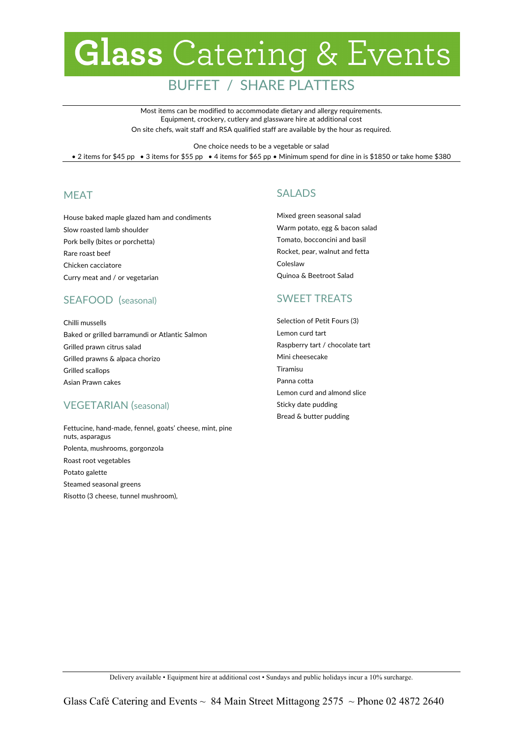# Glass Catering & Events

## BUFFET / SHARE PLATTERS

Most items can be modified to accommodate dietary and allergy requirements.
Equipment, crockery, cutlery and glassware hire at additional cost
On site chefs, wait staff and RSA qualified staff are available by the hour as required.

One choice needs to be a vegetable or salad

• 2 items for $45 pp • 3 items for $55 pp • 4 items for $65 pp • Minimum spend for dine in is $1850 or take home $380

### MEAT

House baked maple glazed ham and condiments
Slow roasted lamb shoulder
Pork belly (bites or porchetta)
Rare roast beef
Chicken cacciatore
Curry meat and / or vegetarian

### SEAFOOD (seasonal)

Chilli mussells
Baked or grilled barramundi or Atlantic Salmon
Grilled prawn citrus salad
Grilled prawns & alpaca chorizo
Grilled scallops
Asian Prawn cakes

### VEGETARIAN (seasonal)

Fettucine, hand-made, fennel, goats' cheese, mint, pine nuts, asparagus
Polenta, mushrooms, gorgonzola
Roast root vegetables
Potato galette
Steamed seasonal greens
Risotto (3 cheese, tunnel mushroom),

### SALADS

Mixed green seasonal salad
Warm potato, egg & bacon salad
Tomato, bocconcini and basil
Rocket, pear, walnut and fetta
Coleslaw
Quinoa & Beetroot Salad

### SWEET TREATS

Selection of Petit Fours (3)
Lemon curd tart
Raspberry tart / chocolate tart
Mini cheesecake
Tiramisu
Panna cotta
Lemon curd and almond slice
Sticky date pudding
Bread & butter pudding

Delivery available • Equipment hire at additional cost • Sundays and public holidays incur a 10% surcharge.

Glass Café Catering and Events ~ 84 Main Street Mittagong 2575 ~ Phone 02 4872 2640